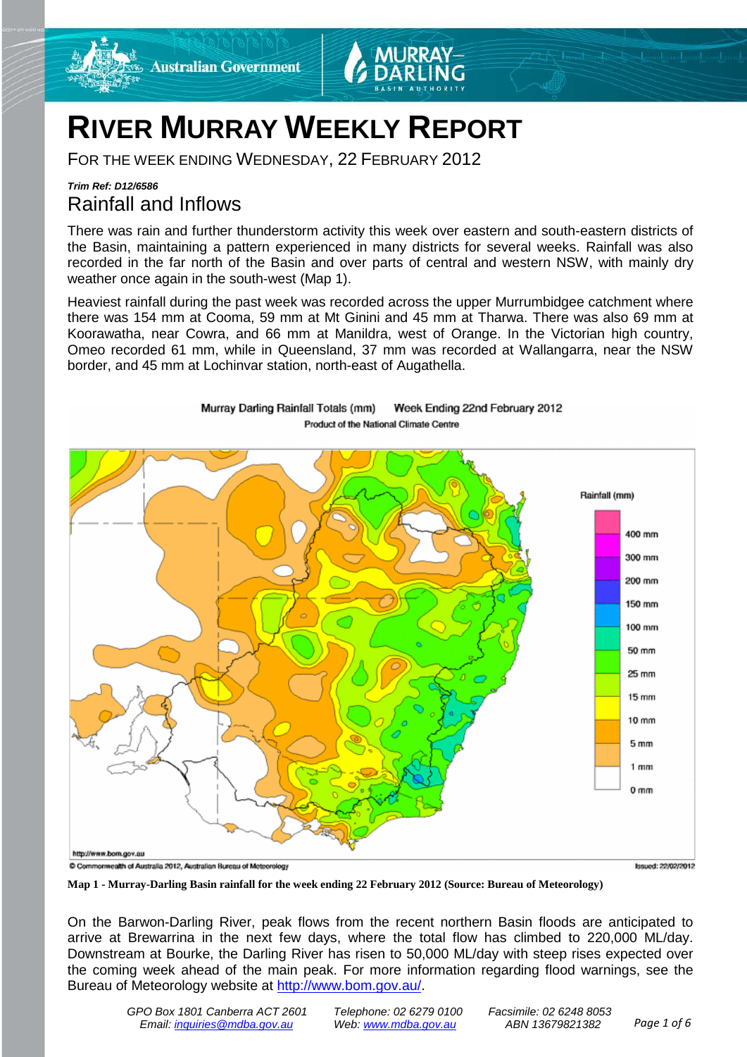# RIVER MURRAY WEEKLY REPORT

FOR THE WEEK ENDING WEDNESDAY, 22 FEBRUARY 2012

***Trim Ref: D12/6586***

## Rainfall and Inflows

There was rain and further thunderstorm activity this week over eastern and south-eastern districts of the Basin, maintaining a pattern experienced in many districts for several weeks. Rainfall was also recorded in the far north of the Basin and over parts of central and western NSW, with mainly dry weather once again in the south-west (Map 1).

Heaviest rainfall during the past week was recorded across the upper Murrumbidgee catchment where there was 154 mm at Cooma, 59 mm at Mt Ginini and 45 mm at Tharwa. There was also 69 mm at Koorawatha, near Cowra, and 66 mm at Manildra, west of Orange. In the Victorian high country, Omeo recorded 61 mm, while in Queensland, 37 mm was recorded at Wallangarra, near the NSW border, and 45 mm at Lochinvar station, north-east of Augathella.

**Map 1 - Murray-Darling Basin rainfall for the week ending 22 February 2012 (Source: Bureau of Meteorology)**

On the Barwon-Darling River, peak flows from the recent northern Basin floods are anticipated to arrive at Brewarrina in the next few days, where the total flow has climbed to 220,000 ML/day. Downstream at Bourke, the Darling River has risen to 50,000 ML/day with steep rises expected over the coming week ahead of the main peak. For more information regarding flood warnings, see the Bureau of Meteorology website at http://www.bom.gov.au/.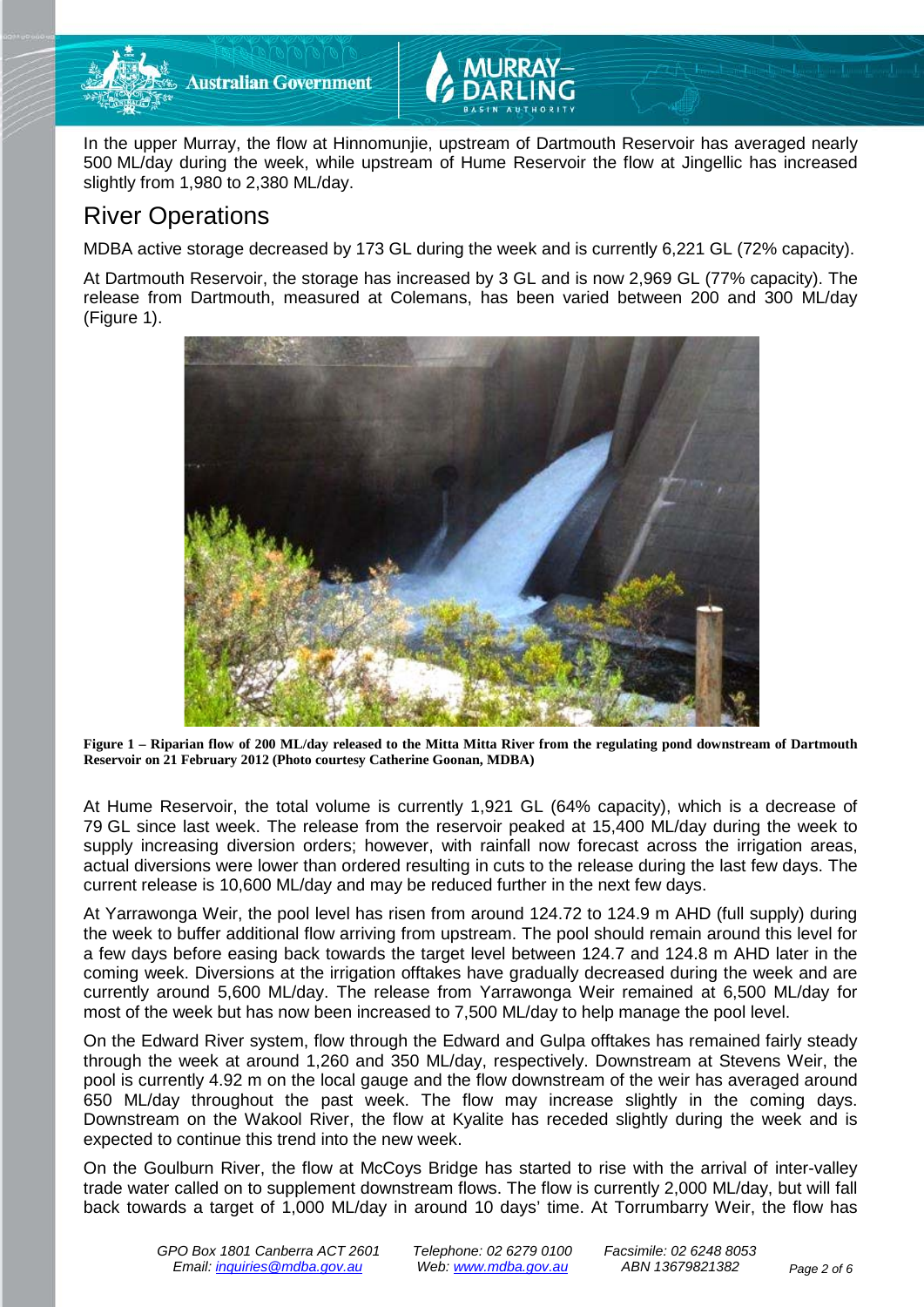In the upper Murray, the flow at Hinnomunjie, upstream of Dartmouth Reservoir has averaged nearly 500 ML/day during the week, while upstream of Hume Reservoir the flow at Jingellic has increased slightly from 1,980 to 2,380 ML/day.

## River Operations

MDBA active storage decreased by 173 GL during the week and is currently 6,221 GL (72% capacity).

At Dartmouth Reservoir, the storage has increased by 3 GL and is now 2,969 GL (77% capacity). The release from Dartmouth, measured at Colemans, has been varied between 200 and 300 ML/day (Figure 1).

**Figure 1 – Riparian flow of 200 ML/day released to the Mitta Mitta River from the regulating pond downstream of Dartmouth Reservoir on 21 February 2012 (Photo courtesy Catherine Goonan, MDBA)**

At Hume Reservoir, the total volume is currently 1,921 GL (64% capacity), which is a decrease of 79 GL since last week. The release from the reservoir peaked at 15,400 ML/day during the week to supply increasing diversion orders; however, with rainfall now forecast across the irrigation areas, actual diversions were lower than ordered resulting in cuts to the release during the last few days. The current release is 10,600 ML/day and may be reduced further in the next few days.

At Yarrawonga Weir, the pool level has risen from around 124.72 to 124.9 m AHD (full supply) during the week to buffer additional flow arriving from upstream. The pool should remain around this level for a few days before easing back towards the target level between 124.7 and 124.8 m AHD later in the coming week. Diversions at the irrigation offtakes have gradually decreased during the week and are currently around 5,600 ML/day. The release from Yarrawonga Weir remained at 6,500 ML/day for most of the week but has now been increased to 7,500 ML/day to help manage the pool level.

On the Edward River system, flow through the Edward and Gulpa offtakes has remained fairly steady through the week at around 1,260 and 350 ML/day, respectively. Downstream at Stevens Weir, the pool is currently 4.92 m on the local gauge and the flow downstream of the weir has averaged around 650 ML/day throughout the past week. The flow may increase slightly in the coming days. Downstream on the Wakool River, the flow at Kyalite has receded slightly during the week and is expected to continue this trend into the new week.

On the Goulburn River, the flow at McCoys Bridge has started to rise with the arrival of inter-valley trade water called on to supplement downstream flows. The flow is currently 2,000 ML/day, but will fall back towards a target of 1,000 ML/day in around 10 days' time. At Torrumbarry Weir, the flow has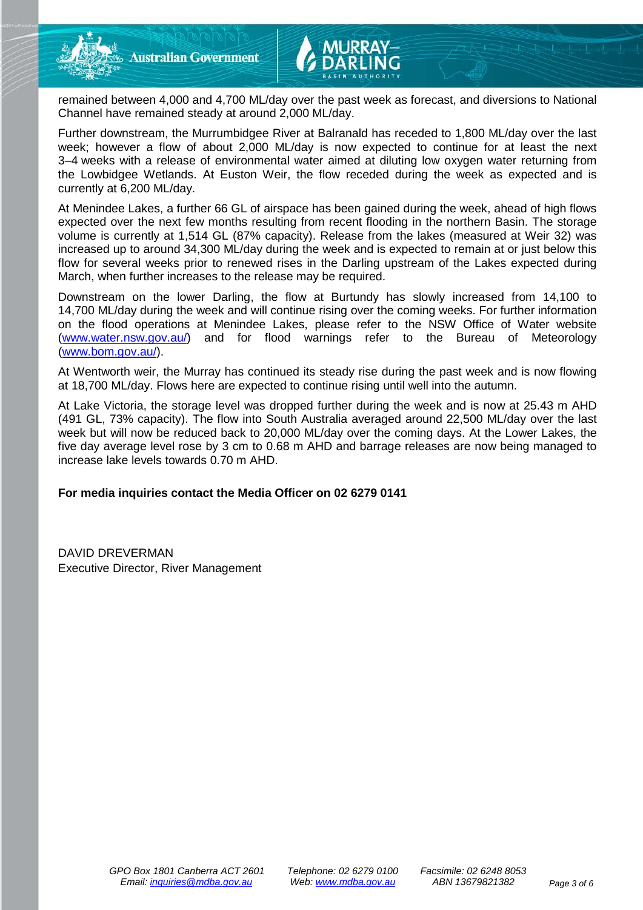remained between 4,000 and 4,700 ML/day over the past week as forecast, and diversions to National Channel have remained steady at around 2,000 ML/day.

Further downstream, the Murrumbidgee River at Balranald has receded to 1,800 ML/day over the last week; however a flow of about 2,000 ML/day is now expected to continue for at least the next 3–4 weeks with a release of environmental water aimed at diluting low oxygen water returning from the Lowbidgee Wetlands. At Euston Weir, the flow receded during the week as expected and is currently at 6,200 ML/day.

At Menindee Lakes, a further 66 GL of airspace has been gained during the week, ahead of high flows expected over the next few months resulting from recent flooding in the northern Basin. The storage volume is currently at 1,514 GL (87% capacity). Release from the lakes (measured at Weir 32) was increased up to around 34,300 ML/day during the week and is expected to remain at or just below this flow for several weeks prior to renewed rises in the Darling upstream of the Lakes expected during March, when further increases to the release may be required.

Downstream on the lower Darling, the flow at Burtundy has slowly increased from 14,100 to 14,700 ML/day during the week and will continue rising over the coming weeks. For further information on the flood operations at Menindee Lakes, please refer to the NSW Office of Water website (www.water.nsw.gov.au/) and for flood warnings refer to the Bureau of Meteorology (www.bom.gov.au/).

At Wentworth weir, the Murray has continued its steady rise during the past week and is now flowing at 18,700 ML/day. Flows here are expected to continue rising until well into the autumn.

At Lake Victoria, the storage level was dropped further during the week and is now at 25.43 m AHD (491 GL, 73% capacity). The flow into South Australia averaged around 22,500 ML/day over the last week but will now be reduced back to 20,000 ML/day over the coming days. At the Lower Lakes, the five day average level rose by 3 cm to 0.68 m AHD and barrage releases are now being managed to increase lake levels towards 0.70 m AHD.

**For media inquiries contact the Media Officer on 02 6279 0141**

DAVID DREVERMAN
Executive Director, River Management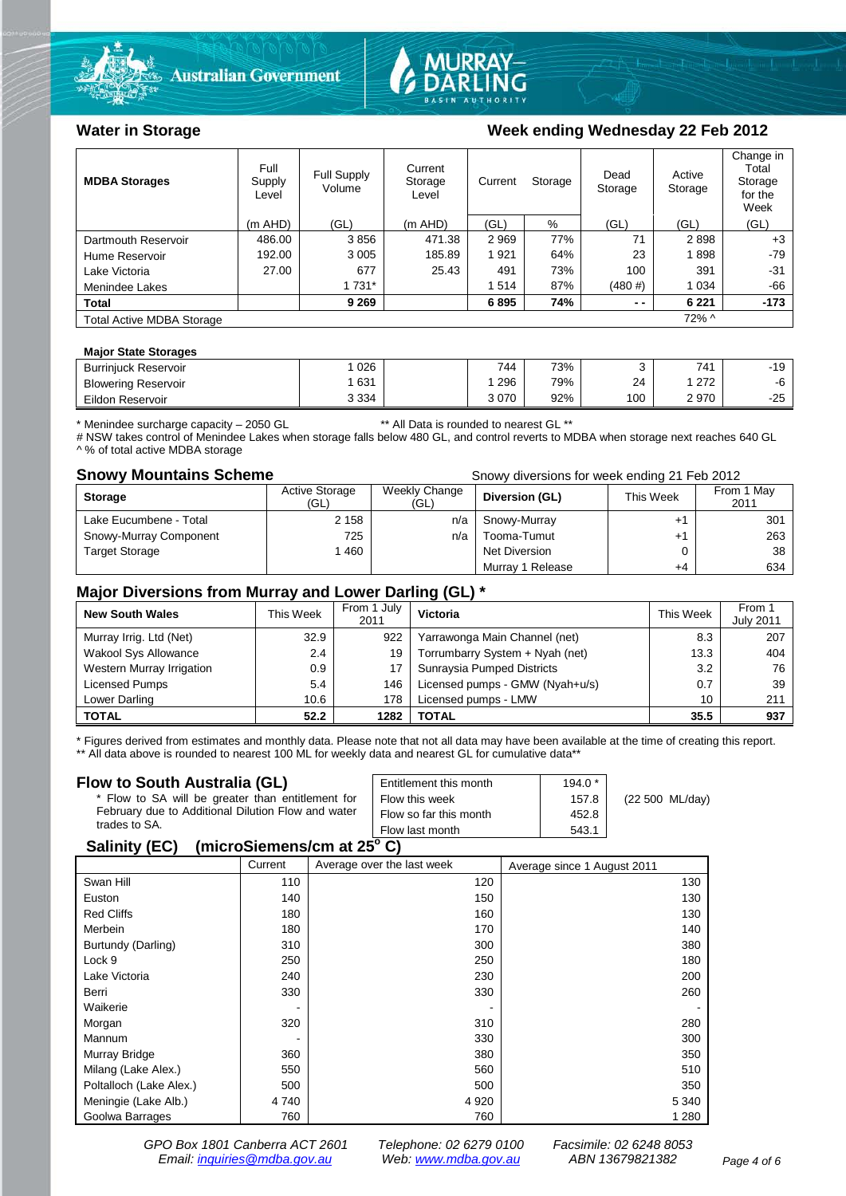## Water in Storage

**Week ending Wednesday 22 Feb 2012**

| MDBA Storages | Full Supply Level | Full Supply Volume | Current Storage Level | Current Storage | | Dead Storage | Active Storage | Change in Total Storage for the Week |
|---|---|---|---|---|---|---|---|---|
| | (m AHD) | (GL) | (m AHD) | (GL) | % | (GL) | (GL) | (GL) |
| Dartmouth Reservoir | 486.00 | 3 856 | 471.38 | 2 969 | 77% | 71 | 2 898 | +3 |
| Hume Reservoir | 192.00 | 3 005 | 185.89 | 1 921 | 64% | 23 | 1 898 | -79 |
| Lake Victoria | 27.00 | 677 | 25.43 | 491 | 73% | 100 | 391 | -31 |
| Menindee Lakes | | 1 731* | | 1 514 | 87% | (480 #) | 1 034 | -66 |
| **Total** | | **9 269** | | **6 895** | **74%** | **- -** | **6 221** | **-173** |
| Total Active MDBA Storage | | | | | | | 72% ^ | |

**Major State Storages**

| | | | | | | | |
|---|---|---|---|---|---|---|---|
| Burrinjuck Reservoir | 1 026 | | 744 | 73% | 3 | 741 | -19 |
| Blowering Reservoir | 1 631 | | 1 296 | 79% | 24 | 1 272 | -6 |
| Eildon Reservoir | 3 334 | | 3 070 | 92% | 100 | 2 970 | -25 |

\* Menindee surcharge capacity – 2050 GL   ** All Data is rounded to nearest GL **
# NSW takes control of Menindee Lakes when storage falls below 480 GL, and control reverts to MDBA when storage next reaches 640 GL
^ % of total active MDBA storage

## Snowy Mountains Scheme

Snowy diversions for week ending 21 Feb 2012

| Storage | Active Storage (GL) | Weekly Change (GL) | Diversion (GL) | This Week | From 1 May 2011 |
|---|---|---|---|---|---|
| Lake Eucumbene - Total | 2 158 | n/a | Snowy-Murray | +1 | 301 |
| Snowy-Murray Component | 725 | n/a | Tooma-Tumut | +1 | 263 |
| Target Storage | 1 460 | | Net Diversion | 0 | 38 |
| | | | Murray 1 Release | +4 | 634 |

## Major Diversions from Murray and Lower Darling (GL) *

| New South Wales | This Week | From 1 July 2011 | Victoria | This Week | From 1 July 2011 |
|---|---|---|---|---|---|
| Murray Irrig. Ltd (Net) | 32.9 | 922 | Yarrawonga Main Channel (net) | 8.3 | 207 |
| Wakool Sys Allowance | 2.4 | 19 | Torrumbarry System + Nyah (net) | 13.3 | 404 |
| Western Murray Irrigation | 0.9 | 17 | Sunraysia Pumped Districts | 3.2 | 76 |
| Licensed Pumps | 5.4 | 146 | Licensed pumps - GMW (Nyah+u/s) | 0.7 | 39 |
| Lower Darling | 10.6 | 178 | Licensed pumps - LMW | 10 | 211 |
| **TOTAL** | **52.2** | **1282** | **TOTAL** | **35.5** | **937** |

\* Figures derived from estimates and monthly data. Please note that not all data may have been available at the time of creating this report.
** All data above is rounded to nearest 100 ML for weekly data and nearest GL for cumulative data**

## Flow to South Australia (GL)

\* Flow to SA will be greater than entitlement for February due to Additional Dilution Flow and water trades to SA.

| | | |
|---|---|---|
| Entitlement this month | 194.0 * | |
| Flow this week | 157.8 | (22 500 ML/day) |
| Flow so far this month | 452.8 | |
| Flow last month | 543.1 | |

## Salinity (EC) (microSiemens/cm at 25° C)

| | Current | Average over the last week | Average since 1 August 2011 |
|---|---|---|---|
| Swan Hill | 110 | 120 | 130 |
| Euston | 140 | 150 | 130 |
| Red Cliffs | 180 | 160 | 130 |
| Merbein | 180 | 170 | 140 |
| Burtundy (Darling) | 310 | 300 | 380 |
| Lock 9 | 250 | 250 | 180 |
| Lake Victoria | 240 | 230 | 200 |
| Berri | 330 | 330 | 260 |
| Waikerie | - | - | - |
| Morgan | 320 | 310 | 280 |
| Mannum | - | 330 | 300 |
| Murray Bridge | 360 | 380 | 350 |
| Milang (Lake Alex.) | 550 | 560 | 510 |
| Poltalloch (Lake Alex.) | 500 | 500 | 350 |
| Meningie (Lake Alb.) | 4 740 | 4 920 | 5 340 |
| Goolwa Barrages | 760 | 760 | 1 280 |

*GPO Box 1801 Canberra ACT 2601   Telephone: 02 6279 0100   Facsimile: 02 6248 8053*
*Email: inquiries@mdba.gov.au   Web: www.mdba.gov.au   ABN 13679821382*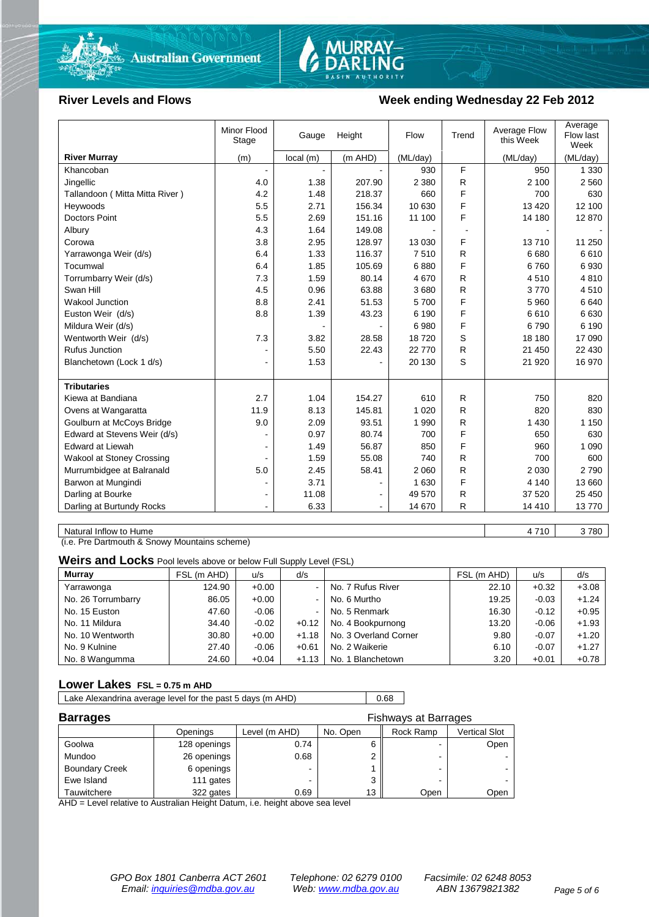Australian Government | MURRAY–DARLING BASIN AUTHORITY

## River Levels and Flows

**Week ending Wednesday 22 Feb 2012**

| River Murray | Minor Flood Stage (m) | Gauge Height local (m) | Gauge Height (m AHD) | Flow (ML/day) | Trend | Average Flow this Week (ML/day) | Average Flow last Week (ML/day) |
|---|---|---|---|---|---|---|---|
| Khancoban | - | - | - | 930 | F | 950 | 1 330 |
| Jingellic | 4.0 | 1.38 | 207.90 | 2 380 | R | 2 100 | 2 560 |
| Tallandoon ( Mitta Mitta River ) | 4.2 | 1.48 | 218.37 | 660 | F | 700 | 630 |
| Heywoods | 5.5 | 2.71 | 156.34 | 10 630 | F | 13 420 | 12 100 |
| Doctors Point | 5.5 | 2.69 | 151.16 | 11 100 | F | 14 180 | 12 870 |
| Albury | 4.3 | 1.64 | 149.08 | - | - | - | - |
| Corowa | 3.8 | 2.95 | 128.97 | 13 030 | F | 13 710 | 11 250 |
| Yarrawonga Weir (d/s) | 6.4 | 1.33 | 116.37 | 7 510 | R | 6 680 | 6 610 |
| Tocumwal | 6.4 | 1.85 | 105.69 | 6 880 | F | 6 760 | 6 930 |
| Torrumbarry Weir (d/s) | 7.3 | 1.59 | 80.14 | 4 670 | R | 4 510 | 4 810 |
| Swan Hill | 4.5 | 0.96 | 63.88 | 3 680 | R | 3 770 | 4 510 |
| Wakool Junction | 8.8 | 2.41 | 51.53 | 5 700 | F | 5 960 | 6 640 |
| Euston Weir (d/s) | 8.8 | 1.39 | 43.23 | 6 190 | F | 6 610 | 6 630 |
| Mildura Weir (d/s) | | - | - | 6 980 | F | 6 790 | 6 190 |
| Wentworth Weir (d/s) | 7.3 | 3.82 | 28.58 | 18 720 | S | 18 180 | 17 090 |
| Rufus Junction | - | 5.50 | 22.43 | 22 770 | R | 21 450 | 22 430 |
| Blanchetown (Lock 1 d/s) | - | 1.53 | - | 20 130 | S | 21 920 | 16 970 |
| **Tributaries** | | | | | | | |
| Kiewa at Bandiana | 2.7 | 1.04 | 154.27 | 610 | R | 750 | 820 |
| Ovens at Wangaratta | 11.9 | 8.13 | 145.81 | 1 020 | R | 820 | 830 |
| Goulburn at McCoys Bridge | 9.0 | 2.09 | 93.51 | 1 990 | R | 1 430 | 1 150 |
| Edward at Stevens Weir (d/s) | - | 0.97 | 80.74 | 700 | F | 650 | 630 |
| Edward at Liewah | - | 1.49 | 56.87 | 850 | F | 960 | 1 090 |
| Wakool at Stoney Crossing | - | 1.59 | 55.08 | 740 | R | 700 | 600 |
| Murrumbidgee at Balranald | 5.0 | 2.45 | 58.41 | 2 060 | R | 2 030 | 2 790 |
| Barwon at Mungindi | - | 3.71 | - | 1 630 | F | 4 140 | 13 660 |
| Darling at Bourke | - | 11.08 | - | 49 570 | R | 37 520 | 25 450 |
| Darling at Burtundy Rocks | - | 6.33 | - | 14 670 | R | 14 410 | 13 770 |

| | Average Flow this Week | Average Flow last Week |
|---|---|---|
| Natural Inflow to Hume | 4 710 | 3 780 |

(i.e. Pre Dartmouth & Snowy Mountains scheme)

## Weirs and Locks

Pool levels above or below Full Supply Level (FSL)

| Murray | FSL (m AHD) | u/s | d/s | | FSL (m AHD) | u/s | d/s |
|---|---|---|---|---|---|---|---|
| Yarrawonga | 124.90 | +0.00 | - | No. 7 Rufus River | 22.10 | +0.32 | +3.08 |
| No. 26 Torrumbarry | 86.05 | +0.00 | - | No. 6 Murtho | 19.25 | -0.03 | +1.24 |
| No. 15 Euston | 47.60 | -0.06 | - | No. 5 Renmark | 16.30 | -0.12 | +0.95 |
| No. 11 Mildura | 34.40 | -0.02 | +0.12 | No. 4 Bookpurnong | 13.20 | -0.06 | +1.93 |
| No. 10 Wentworth | 30.80 | +0.00 | +1.18 | No. 3 Overland Corner | 9.80 | -0.07 | +1.20 |
| No. 9 Kulnine | 27.40 | -0.06 | +0.61 | No. 2 Waikerie | 6.10 | -0.07 | +1.27 |
| No. 8 Wangumma | 24.60 | +0.04 | +1.13 | No. 1 Blanchetown | 3.20 | +0.01 | +0.78 |

## Lower Lakes

FSL = 0.75 m AHD

| Lake Alexandrina average level for the past 5 days (m AHD) | 0.68 |
|---|---|

## Barrages

| | Openings | Level (m AHD) | No. Open | Fishways at Barrages: Rock Ramp | Fishways at Barrages: Vertical Slot |
|---|---|---|---|---|---|
| Goolwa | 128 openings | 0.74 | 6 | - | Open |
| Mundoo | 26 openings | 0.68 | 2 | - | - |
| Boundary Creek | 6 openings | - | 1 | - | - |
| Ewe Island | 111 gates | - | 3 | - | - |
| Tauwitchere | 322 gates | 0.69 | 13 | Open | Open |

AHD = Level relative to Australian Height Datum, i.e. height above sea level

*GPO Box 1801 Canberra ACT 2601 — Email: inquiries@mdba.gov.au — Telephone: 02 6279 0100 — Web: www.mdba.gov.au — Facsimile: 02 6248 8053 — ABN 13679821382*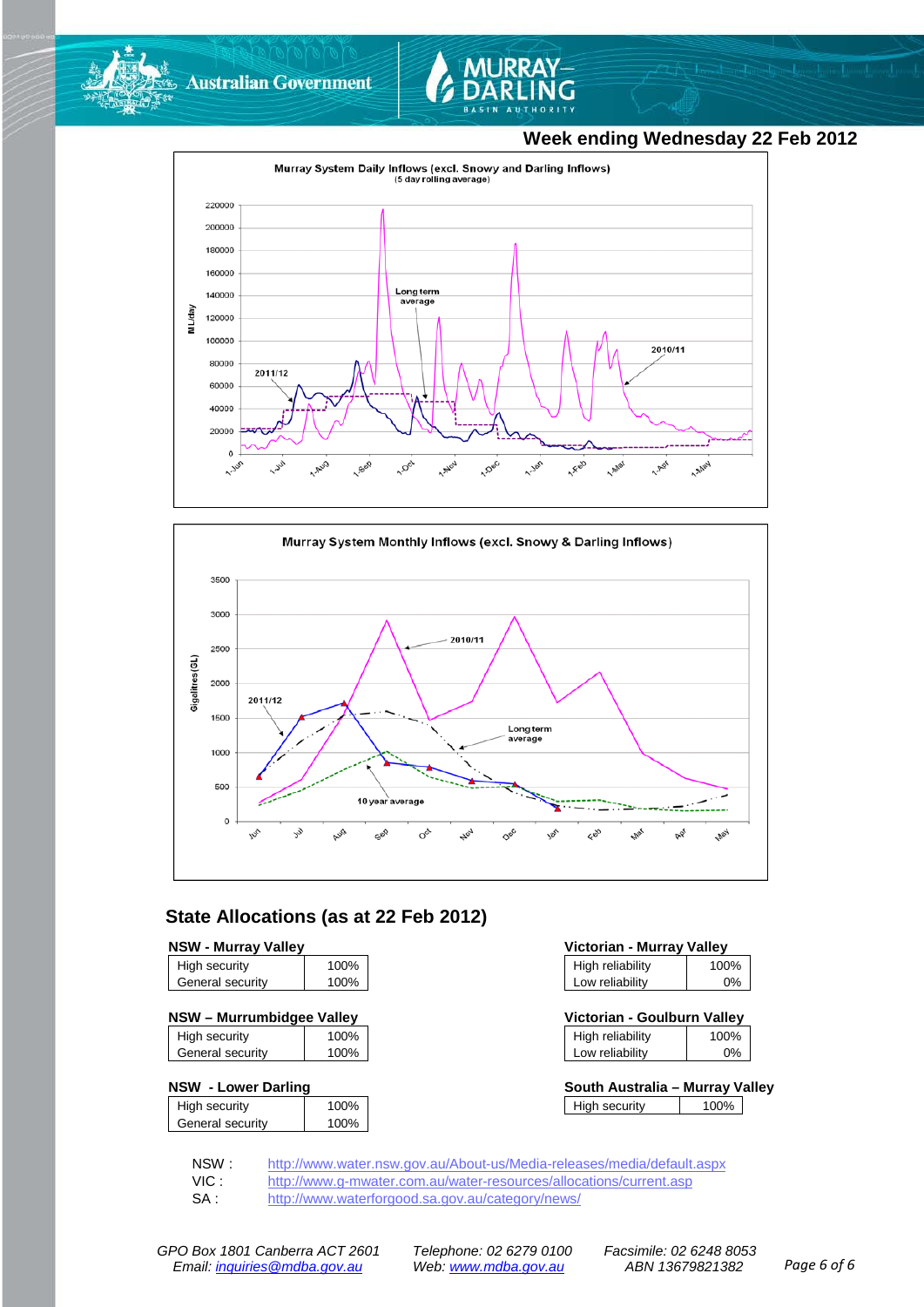Week ending Wednesday 22 Feb 2012

Murray System Daily Inflows (excl. Snowy and Darling Inflows)
(5 day rolling average)

ML/day

220000
200000
180000
160000
140000
120000
100000
80000
60000
40000
20000
0

1-Jun 1-Jul 1-Aug 1-Sep 1-Oct 1-Nov 1-Dec 1-Jan 1-Feb 1-Mar 1-Apr 1-May

Long term average
2010/11
2011/12

Murray System Monthly Inflows (excl. Snowy & Darling Inflows)

Gigalitres (GL)

3500
3000
2500
2000
1500
1000
500
0

Jun Jul Aug Sep Oct Nov Dec Jan Feb Mar Apr May

2010/11
2011/12
Long term average
10 year average

## State Allocations (as at 22 Feb 2012)

**NSW - Murray Valley**

| | |
|---|---|
| High security | 100% |
| General security | 100% |

**NSW – Murrumbidgee Valley**

| | |
|---|---|
| High security | 100% |
| General security | 100% |

**NSW - Lower Darling**

| | |
|---|---|
| High security | 100% |
| General security | 100% |

**Victorian - Murray Valley**

| | |
|---|---|
| High reliability | 100% |
| Low reliability | 0% |

**Victorian - Goulburn Valley**

| | |
|---|---|
| High reliability | 100% |
| Low reliability | 0% |

**South Australia – Murray Valley**

| | |
|---|---|
| High security | 100% |

NSW : http://www.water.nsw.gov.au/About-us/Media-releases/media/default.aspx
VIC : http://www.g-mwater.com.au/water-resources/allocations/current.asp
SA : http://www.waterforgood.sa.gov.au/category/news/

*GPO Box 1801 Canberra ACT 2601 Email: inquiries@mdba.gov.au*
*Telephone: 02 6279 0100 Web: www.mdba.gov.au*
*Facsimile: 02 6248 8053 ABN 13679821382*